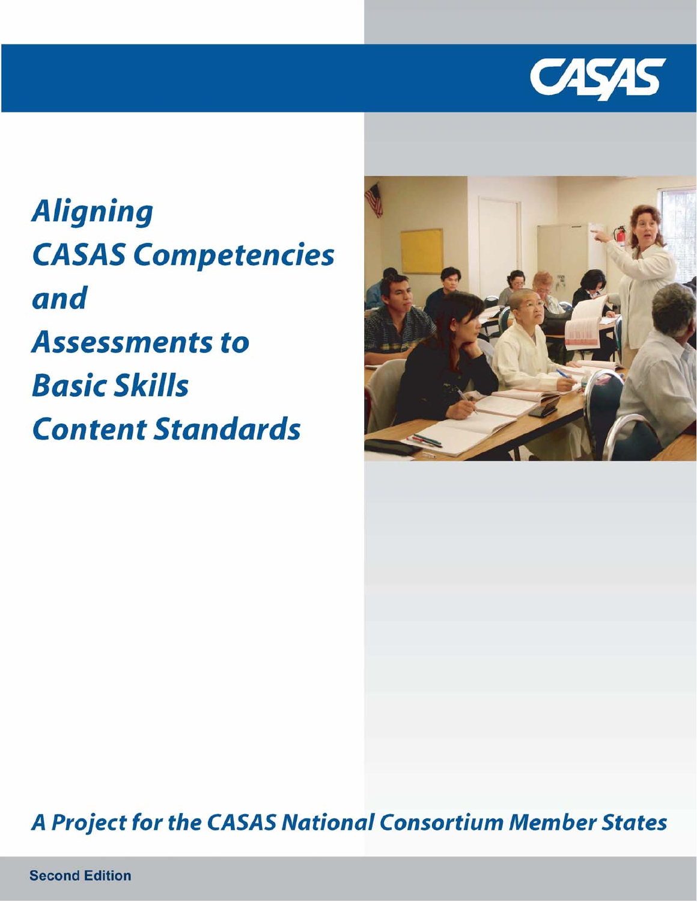CASAS

# Aligning CASAS Competencies and Assessments to Basic Skills Content Standards

*A Project for the CASAS National Consortium Member States*

**Second Edition**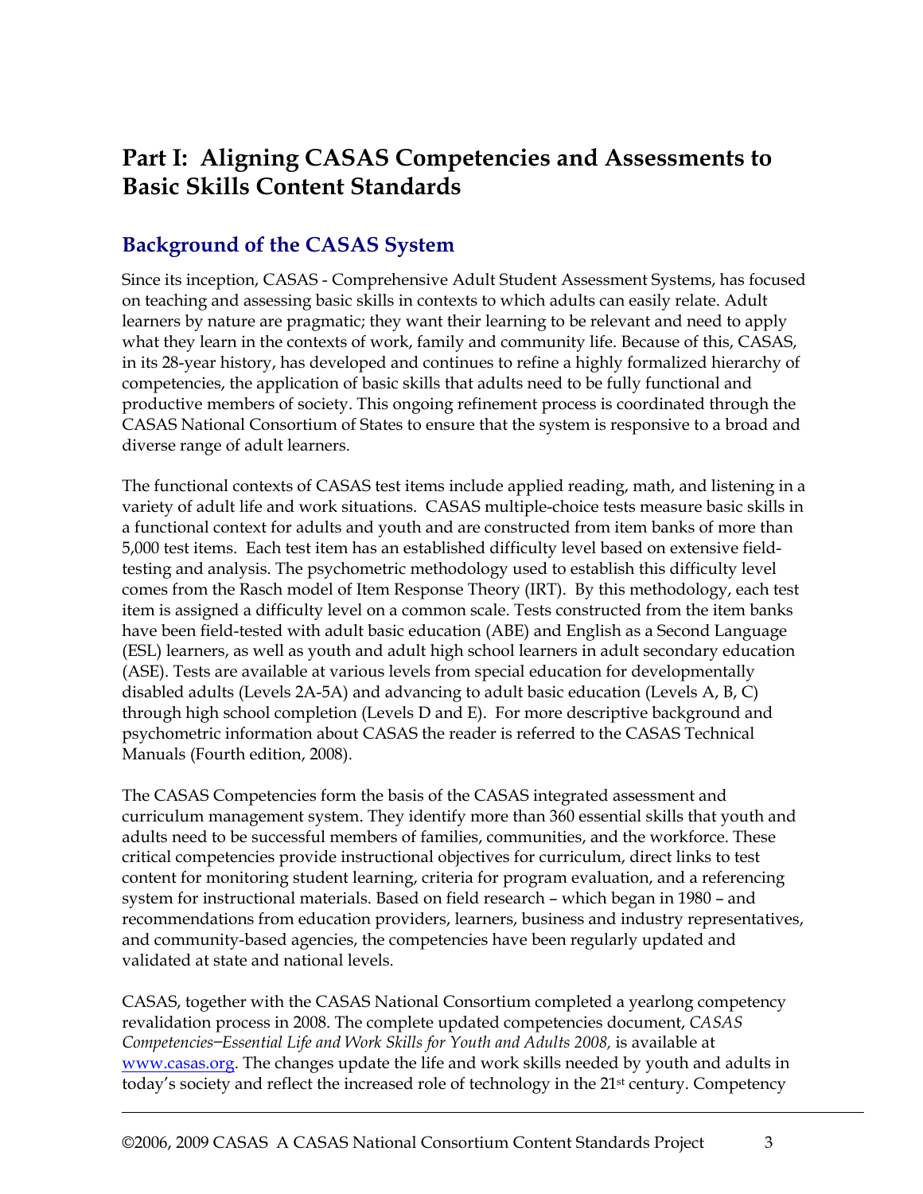# Part I: Aligning CASAS Competencies and Assessments to Basic Skills Content Standards

## Background of the CASAS System

Since its inception, CASAS - Comprehensive Adult Student Assessment Systems, has focused on teaching and assessing basic skills in contexts to which adults can easily relate. Adult learners by nature are pragmatic; they want their learning to be relevant and need to apply what they learn in the contexts of work, family and community life. Because of this, CASAS, in its 28-year history, has developed and continues to refine a highly formalized hierarchy of competencies, the application of basic skills that adults need to be fully functional and productive members of society. This ongoing refinement process is coordinated through the CASAS National Consortium of States to ensure that the system is responsive to a broad and diverse range of adult learners.

The functional contexts of CASAS test items include applied reading, math, and listening in a variety of adult life and work situations. CASAS multiple-choice tests measure basic skills in a functional context for adults and youth and are constructed from item banks of more than 5,000 test items. Each test item has an established difficulty level based on extensive field-testing and analysis. The psychometric methodology used to establish this difficulty level comes from the Rasch model of Item Response Theory (IRT). By this methodology, each test item is assigned a difficulty level on a common scale. Tests constructed from the item banks have been field-tested with adult basic education (ABE) and English as a Second Language (ESL) learners, as well as youth and adult high school learners in adult secondary education (ASE). Tests are available at various levels from special education for developmentally disabled adults (Levels 2A-5A) and advancing to adult basic education (Levels A, B, C) through high school completion (Levels D and E). For more descriptive background and psychometric information about CASAS the reader is referred to the CASAS Technical Manuals (Fourth edition, 2008).

The CASAS Competencies form the basis of the CASAS integrated assessment and curriculum management system. They identify more than 360 essential skills that youth and adults need to be successful members of families, communities, and the workforce. These critical competencies provide instructional objectives for curriculum, direct links to test content for monitoring student learning, criteria for program evaluation, and a referencing system for instructional materials. Based on field research – which began in 1980 – and recommendations from education providers, learners, business and industry representatives, and community-based agencies, the competencies have been regularly updated and validated at state and national levels.

CASAS, together with the CASAS National Consortium completed a yearlong competency revalidation process in 2008. The complete updated competencies document, *CASAS Competencies–Essential Life and Work Skills for Youth and Adults 2008,* is available at www.casas.org. The changes update the life and work skills needed by youth and adults in today's society and reflect the increased role of technology in the 21st century. Competency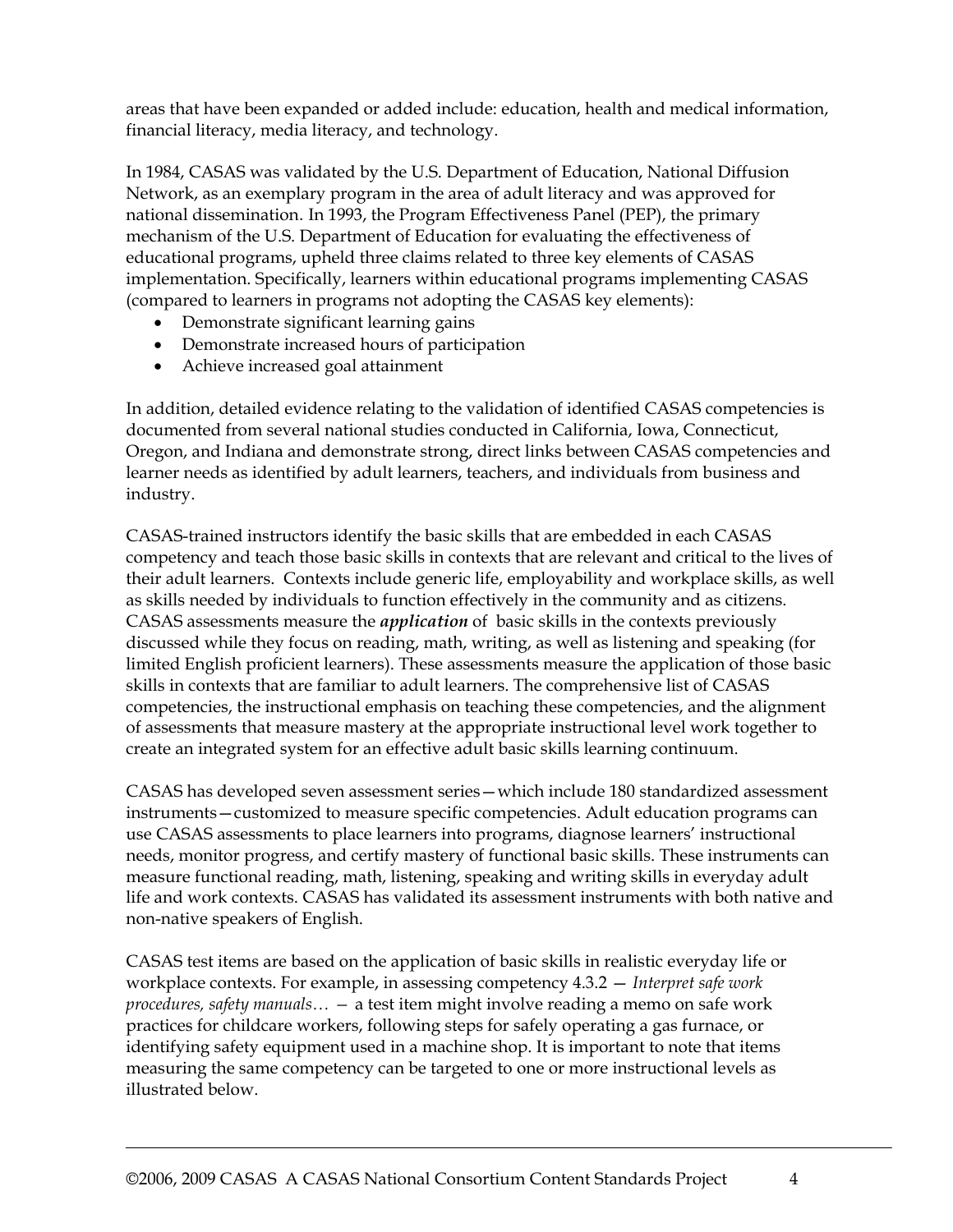areas that have been expanded or added include: education, health and medical information, financial literacy, media literacy, and technology.

In 1984, CASAS was validated by the U.S. Department of Education, National Diffusion Network, as an exemplary program in the area of adult literacy and was approved for national dissemination. In 1993, the Program Effectiveness Panel (PEP), the primary mechanism of the U.S. Department of Education for evaluating the effectiveness of educational programs, upheld three claims related to three key elements of CASAS implementation. Specifically, learners within educational programs implementing CASAS (compared to learners in programs not adopting the CASAS key elements):

- Demonstrate significant learning gains
- Demonstrate increased hours of participation
- Achieve increased goal attainment

In addition, detailed evidence relating to the validation of identified CASAS competencies is documented from several national studies conducted in California, Iowa, Connecticut, Oregon, and Indiana and demonstrate strong, direct links between CASAS competencies and learner needs as identified by adult learners, teachers, and individuals from business and industry.

CASAS-trained instructors identify the basic skills that are embedded in each CASAS competency and teach those basic skills in contexts that are relevant and critical to the lives of their adult learners. Contexts include generic life, employability and workplace skills, as well as skills needed by individuals to function effectively in the community and as citizens. CASAS assessments measure the ***application*** of basic skills in the contexts previously discussed while they focus on reading, math, writing, as well as listening and speaking (for limited English proficient learners). These assessments measure the application of those basic skills in contexts that are familiar to adult learners. The comprehensive list of CASAS competencies, the instructional emphasis on teaching these competencies, and the alignment of assessments that measure mastery at the appropriate instructional level work together to create an integrated system for an effective adult basic skills learning continuum.

CASAS has developed seven assessment series—which include 180 standardized assessment instruments—customized to measure specific competencies. Adult education programs can use CASAS assessments to place learners into programs, diagnose learners' instructional needs, monitor progress, and certify mastery of functional basic skills. These instruments can measure functional reading, math, listening, speaking and writing skills in everyday adult life and work contexts. CASAS has validated its assessment instruments with both native and non-native speakers of English.

CASAS test items are based on the application of basic skills in realistic everyday life or workplace contexts. For example, in assessing competency 4.3.2 — *Interpret safe work procedures, safety manuals…* — a test item might involve reading a memo on safe work practices for childcare workers, following steps for safely operating a gas furnace, or identifying safety equipment used in a machine shop. It is important to note that items measuring the same competency can be targeted to one or more instructional levels as illustrated below.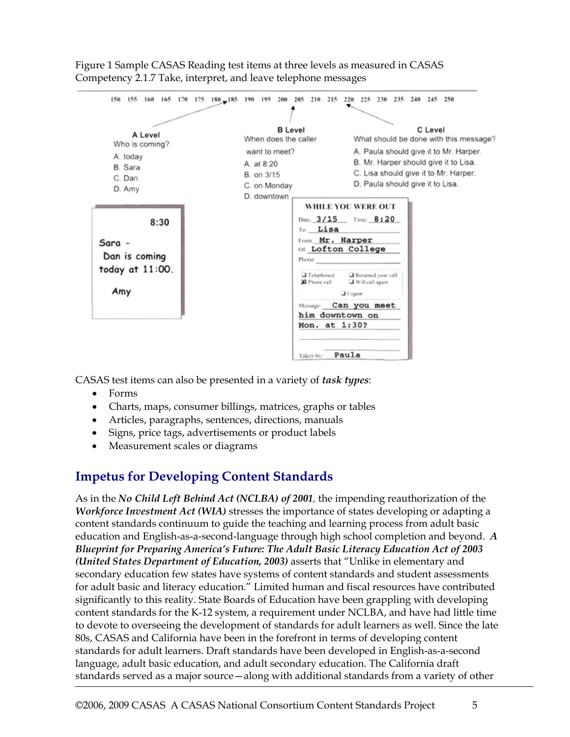Figure 1 Sample CASAS Reading test items at three levels as measured in CASAS Competency 2.1.7 Take, interpret, and leave telephone messages

150 155 160 165 170 175 180 185 190 195 200 205 210 215 220 225 230 235 240 245 250

**A Level**
Who is coming?
A. today
B. Sara
C. Dan
D. Amy

8:30
Sara -
Dan is coming
today at 11:00.
Amy

**B Level**
When does the caller want to meet?
A. at 8:20
B. on 3/15
C. on Monday
D. downtown

**C Level**
What should be done with this message?
A. Paula should give it to Mr. Harper.
B. Mr. Harper should give it to Lisa.
C. Lisa should give it to Mr. Harper.
D. Paula should give it to Lisa.

WHILE YOU WERE OUT
Date: 3/15 Time: 8:20
To: Lisa
From: Mr. Harper
Of: Lofton College
Phone:
Telephoned / Returned your call / Please call (checked) / Will call again / Urgent
Message: Can you meet him downtown on Mon. at 1:30?
Taken by: Paula

CASAS test items can also be presented in a variety of ***task types***:

- Forms
- Charts, maps, consumer billings, matrices, graphs or tables
- Articles, paragraphs, sentences, directions, manuals
- Signs, price tags, advertisements or product labels
- Measurement scales or diagrams

## Impetus for Developing Content Standards

As in the ***No Child Left Behind Act (NCLBA) of 2001***, the impending reauthorization of the ***Workforce Investment Act (WIA)*** stresses the importance of states developing or adapting a content standards continuum to guide the teaching and learning process from adult basic education and English-as-a-second-language through high school completion and beyond. ***A Blueprint for Preparing America's Future: The Adult Basic Literacy Education Act of 2003 (United States Department of Education, 2003)*** asserts that "Unlike in elementary and secondary education few states have systems of content standards and student assessments for adult basic and literacy education." Limited human and fiscal resources have contributed significantly to this reality. State Boards of Education have been grappling with developing content standards for the K-12 system, a requirement under NCLBA, and have had little time to devote to overseeing the development of standards for adult learners as well. Since the late 80s, CASAS and California have been in the forefront in terms of developing content standards for adult learners. Draft standards have been developed in English-as-a-second language, adult basic education, and adult secondary education. The California draft standards served as a major source—along with additional standards from a variety of other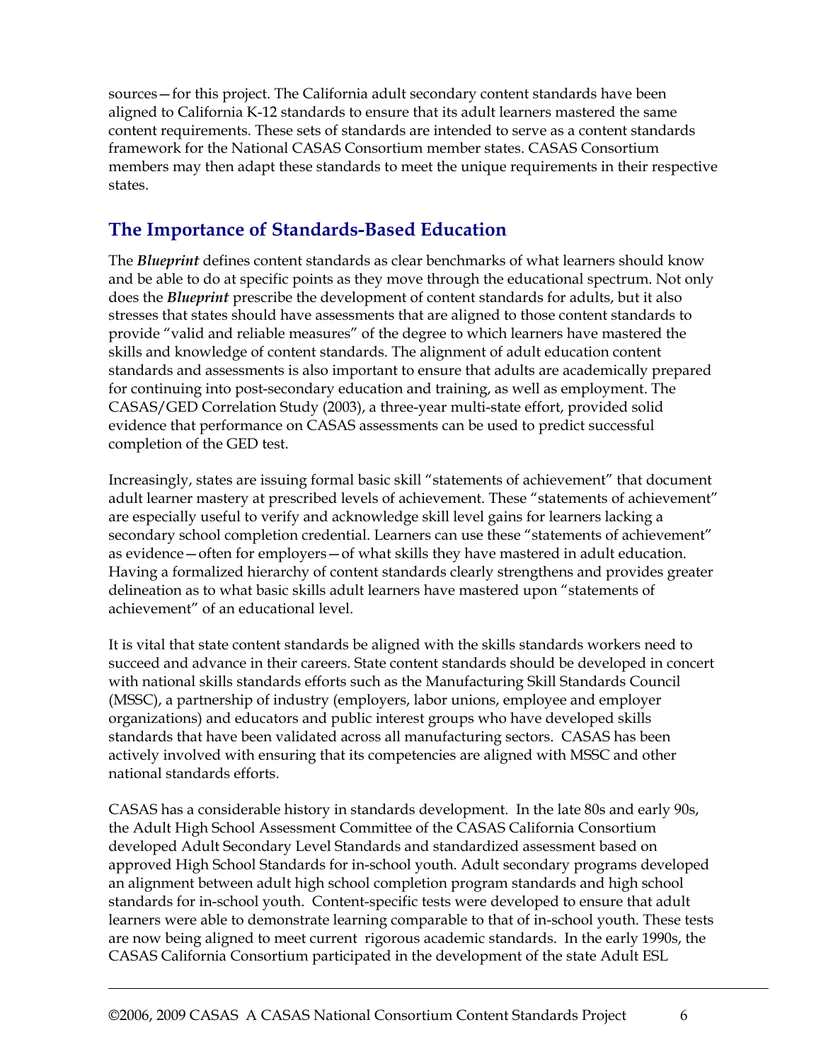sources—for this project. The California adult secondary content standards have been aligned to California K-12 standards to ensure that its adult learners mastered the same content requirements. These sets of standards are intended to serve as a content standards framework for the National CASAS Consortium member states. CASAS Consortium members may then adapt these standards to meet the unique requirements in their respective states.

## The Importance of Standards-Based Education

The ***Blueprint*** defines content standards as clear benchmarks of what learners should know and be able to do at specific points as they move through the educational spectrum. Not only does the ***Blueprint*** prescribe the development of content standards for adults, but it also stresses that states should have assessments that are aligned to those content standards to provide "valid and reliable measures" of the degree to which learners have mastered the skills and knowledge of content standards. The alignment of adult education content standards and assessments is also important to ensure that adults are academically prepared for continuing into post-secondary education and training, as well as employment. The CASAS/GED Correlation Study (2003), a three-year multi-state effort, provided solid evidence that performance on CASAS assessments can be used to predict successful completion of the GED test.

Increasingly, states are issuing formal basic skill "statements of achievement" that document adult learner mastery at prescribed levels of achievement. These "statements of achievement" are especially useful to verify and acknowledge skill level gains for learners lacking a secondary school completion credential. Learners can use these "statements of achievement" as evidence—often for employers—of what skills they have mastered in adult education. Having a formalized hierarchy of content standards clearly strengthens and provides greater delineation as to what basic skills adult learners have mastered upon "statements of achievement" of an educational level.

It is vital that state content standards be aligned with the skills standards workers need to succeed and advance in their careers. State content standards should be developed in concert with national skills standards efforts such as the Manufacturing Skill Standards Council (MSSC), a partnership of industry (employers, labor unions, employee and employer organizations) and educators and public interest groups who have developed skills standards that have been validated across all manufacturing sectors. CASAS has been actively involved with ensuring that its competencies are aligned with MSSC and other national standards efforts.

CASAS has a considerable history in standards development. In the late 80s and early 90s, the Adult High School Assessment Committee of the CASAS California Consortium developed Adult Secondary Level Standards and standardized assessment based on approved High School Standards for in-school youth. Adult secondary programs developed an alignment between adult high school completion program standards and high school standards for in-school youth. Content-specific tests were developed to ensure that adult learners were able to demonstrate learning comparable to that of in-school youth. These tests are now being aligned to meet current rigorous academic standards. In the early 1990s, the CASAS California Consortium participated in the development of the state Adult ESL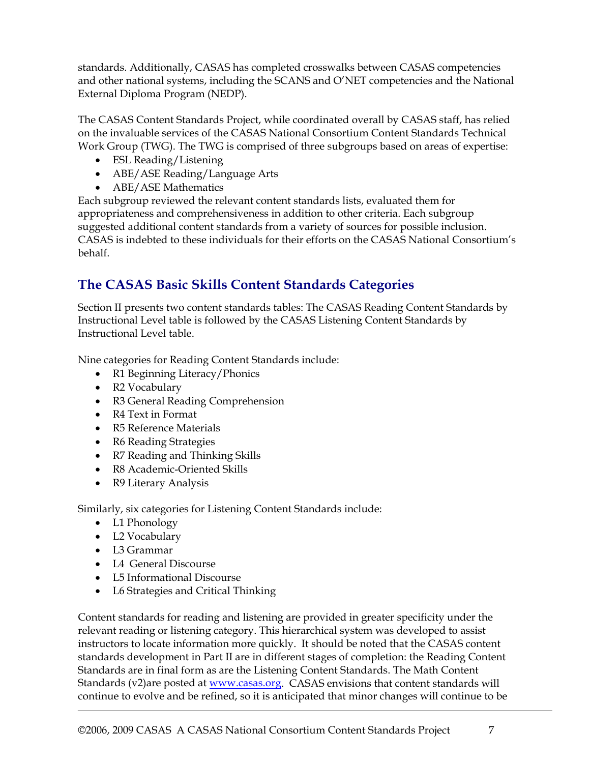standards. Additionally, CASAS has completed crosswalks between CASAS competencies and other national systems, including the SCANS and O'NET competencies and the National External Diploma Program (NEDP).

The CASAS Content Standards Project, while coordinated overall by CASAS staff, has relied on the invaluable services of the CASAS National Consortium Content Standards Technical Work Group (TWG). The TWG is comprised of three subgroups based on areas of expertise:

- ESL Reading/Listening
- ABE/ASE Reading/Language Arts
- ABE/ASE Mathematics

Each subgroup reviewed the relevant content standards lists, evaluated them for appropriateness and comprehensiveness in addition to other criteria. Each subgroup suggested additional content standards from a variety of sources for possible inclusion. CASAS is indebted to these individuals for their efforts on the CASAS National Consortium's behalf.

## The CASAS Basic Skills Content Standards Categories

Section II presents two content standards tables: The CASAS Reading Content Standards by Instructional Level table is followed by the CASAS Listening Content Standards by Instructional Level table.

Nine categories for Reading Content Standards include:

- R1 Beginning Literacy/Phonics
- R2 Vocabulary
- R3 General Reading Comprehension
- R4 Text in Format
- R5 Reference Materials
- R6 Reading Strategies
- R7 Reading and Thinking Skills
- R8 Academic-Oriented Skills
- R9 Literary Analysis

Similarly, six categories for Listening Content Standards include:

- L1 Phonology
- L2 Vocabulary
- L3 Grammar
- L4 General Discourse
- L5 Informational Discourse
- L6 Strategies and Critical Thinking

Content standards for reading and listening are provided in greater specificity under the relevant reading or listening category. This hierarchical system was developed to assist instructors to locate information more quickly. It should be noted that the CASAS content standards development in Part II are in different stages of completion: the Reading Content Standards are in final form as are the Listening Content Standards. The Math Content Standards (v2)are posted at www.casas.org. CASAS envisions that content standards will continue to evolve and be refined, so it is anticipated that minor changes will continue to be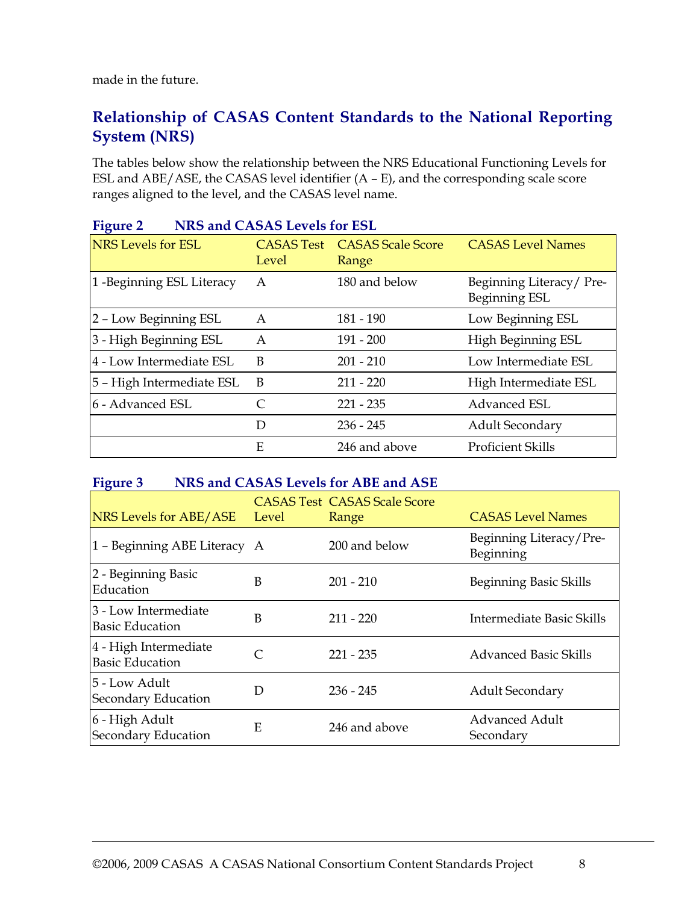made in the future.

## Relationship of CASAS Content Standards to the National Reporting System (NRS)

The tables below show the relationship between the NRS Educational Functioning Levels for ESL and ABE/ASE, the CASAS level identifier (A – E), and the corresponding scale score ranges aligned to the level, and the CASAS level name.

**Figure 2 NRS and CASAS Levels for ESL**

| NRS Levels for ESL | CASAS Test Level | CASAS Scale Score Range | CASAS Level Names |
|---|---|---|---|
| 1 -Beginning ESL Literacy | A | 180 and below | Beginning Literacy/ Pre-Beginning ESL |
| 2 – Low Beginning ESL | A | 181 - 190 | Low Beginning ESL |
| 3 - High Beginning ESL | A | 191 - 200 | High Beginning ESL |
| 4 - Low Intermediate ESL | B | 201 - 210 | Low Intermediate ESL |
| 5 – High Intermediate ESL | B | 211 - 220 | High Intermediate ESL |
| 6 - Advanced ESL | C | 221 - 235 | Advanced ESL |
| | D | 236 - 245 | Adult Secondary |
| | E | 246 and above | Proficient Skills |

**Figure 3 NRS and CASAS Levels for ABE and ASE**

| NRS Levels for ABE/ASE | CASAS Test Level | CASAS Scale Score Range | CASAS Level Names |
|---|---|---|---|
| 1 – Beginning ABE Literacy | A | 200 and below | Beginning Literacy/Pre-Beginning |
| 2 - Beginning Basic Education | B | 201 - 210 | Beginning Basic Skills |
| 3 - Low Intermediate Basic Education | B | 211 - 220 | Intermediate Basic Skills |
| 4 - High Intermediate Basic Education | C | 221 - 235 | Advanced Basic Skills |
| 5 - Low Adult Secondary Education | D | 236 - 245 | Adult Secondary |
| 6 - High Adult Secondary Education | E | 246 and above | Advanced Adult Secondary |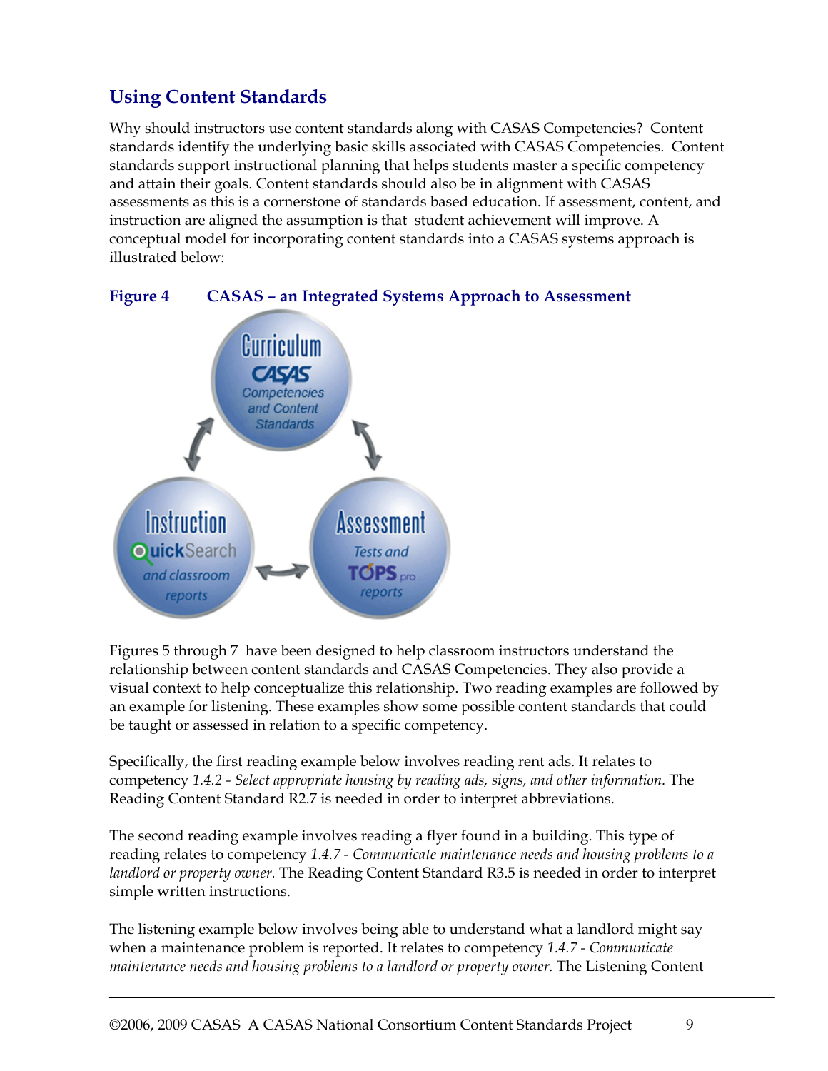## Using Content Standards

Why should instructors use content standards along with CASAS Competencies? Content standards identify the underlying basic skills associated with CASAS Competencies. Content standards support instructional planning that helps students master a specific competency and attain their goals. Content standards should also be in alignment with CASAS assessments as this is a cornerstone of standards based education. If assessment, content, and instruction are aligned the assumption is that student achievement will improve. A conceptual model for incorporating content standards into a CASAS systems approach is illustrated below:

### Figure 4 CASAS – an Integrated Systems Approach to Assessment

Curriculum
CASAS
Competencies and Content Standards

Instruction
QuickSearch and classroom reports

Assessment
Tests and TOPS pro reports

Figures 5 through 7 have been designed to help classroom instructors understand the relationship between content standards and CASAS Competencies. They also provide a visual context to help conceptualize this relationship. Two reading examples are followed by an example for listening. These examples show some possible content standards that could be taught or assessed in relation to a specific competency.

Specifically, the first reading example below involves reading rent ads. It relates to competency *1.4.2 - Select appropriate housing by reading ads, signs, and other information.* The Reading Content Standard R2.7 is needed in order to interpret abbreviations.

The second reading example involves reading a flyer found in a building. This type of reading relates to competency *1.4.7 - Communicate maintenance needs and housing problems to a landlord or property owner.* The Reading Content Standard R3.5 is needed in order to interpret simple written instructions.

The listening example below involves being able to understand what a landlord might say when a maintenance problem is reported. It relates to competency *1.4.7 - Communicate maintenance needs and housing problems to a landlord or property owner.* The Listening Content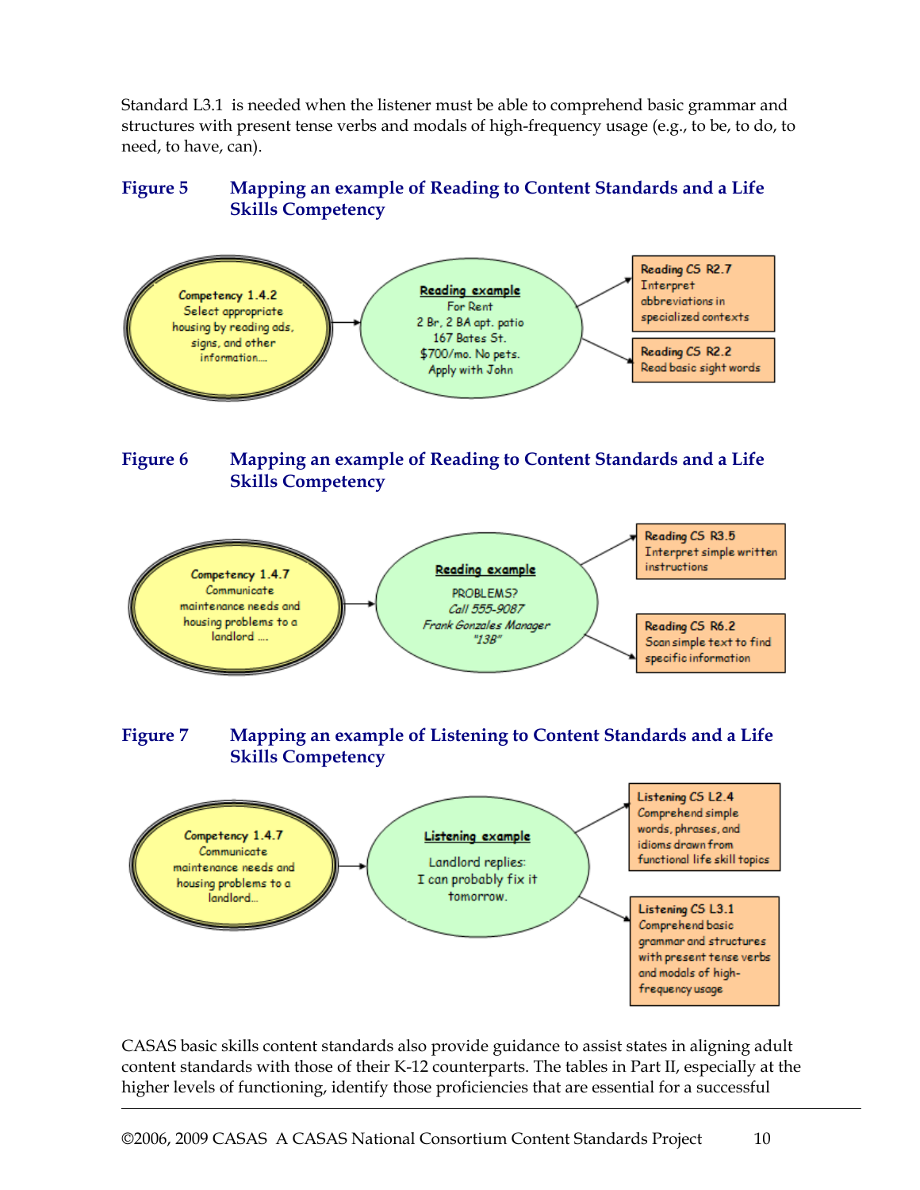Standard L3.1 is needed when the listener must be able to comprehend basic grammar and structures with present tense verbs and modals of high-frequency usage (e.g., to be, to do, to need, to have, can).

**Figure 5 Mapping an example of Reading to Content Standards and a Life Skills Competency**

Competency 1.4.2
Select appropriate housing by reading ads, signs, and other information....

Reading example
For Rent
2 Br, 2 BA apt. patio
167 Bates St.
$700/mo. No pets.
Apply with John

Reading CS R2.7
Interpret abbreviations in specialized contexts

Reading CS R2.2
Read basic sight words

**Figure 6 Mapping an example of Reading to Content Standards and a Life Skills Competency**

Competency 1.4.7
Communicate maintenance needs and housing problems to a landlord ....

Reading example
PROBLEMS?
*Call 555-9087*
*Frank Gonzales Manager*
*"13B"*

Reading CS R3.5
Interpret simple written instructions

Reading CS R6.2
Scan simple text to find specific information

**Figure 7 Mapping an example of Listening to Content Standards and a Life Skills Competency**

Competency 1.4.7
Communicate maintenance needs and housing problems to a landlord...

Listening example
Landlord replies:
I can probably fix it tomorrow.

Listening CS L2.4
Comprehend simple words, phrases, and idioms drawn from functional life skill topics

Listening CS L3.1
Comprehend basic grammar and structures with present tense verbs and modals of high-frequency usage

CASAS basic skills content standards also provide guidance to assist states in aligning adult content standards with those of their K-12 counterparts. The tables in Part II, especially at the higher levels of functioning, identify those proficiencies that are essential for a successful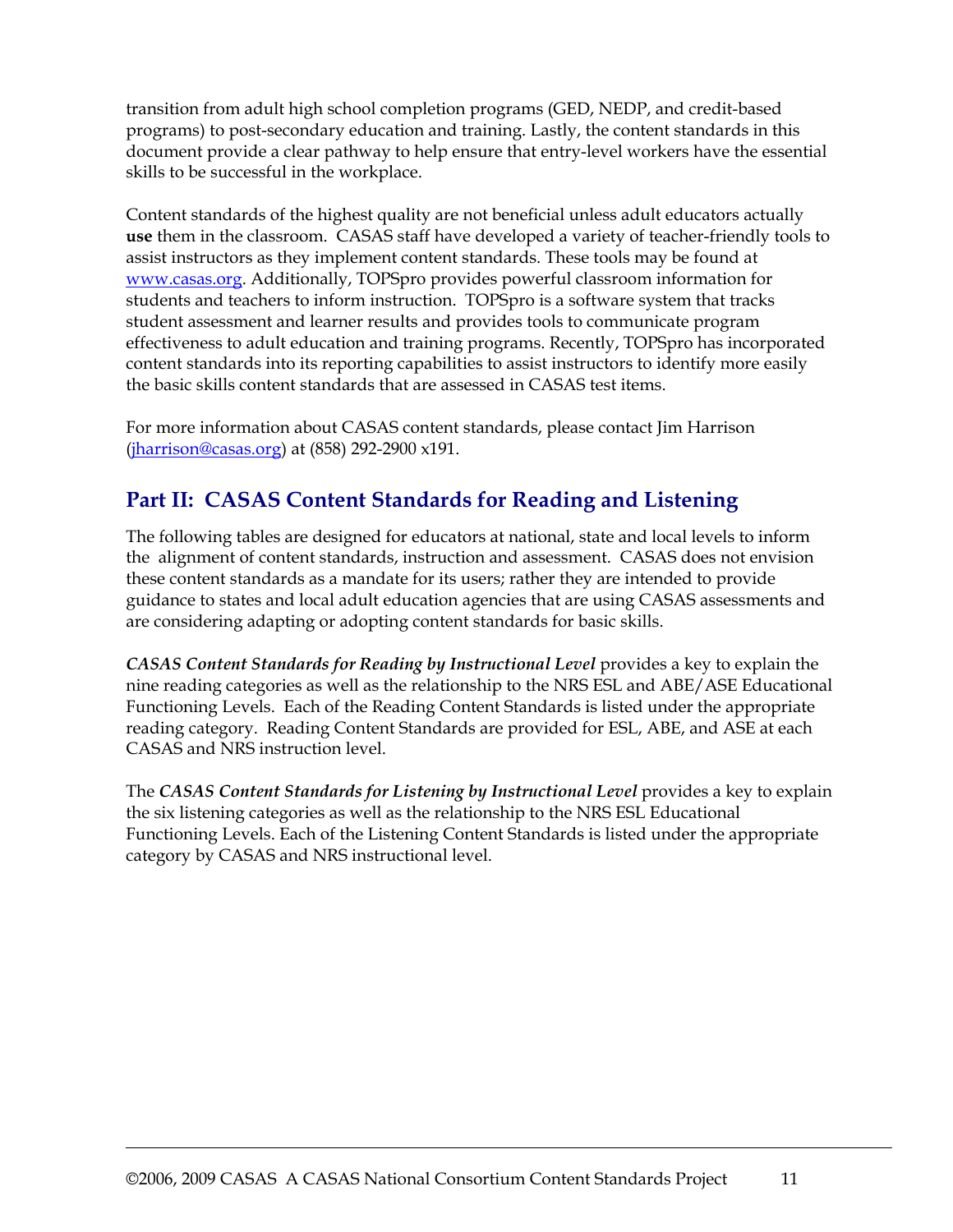transition from adult high school completion programs (GED, NEDP, and credit-based programs) to post-secondary education and training. Lastly, the content standards in this document provide a clear pathway to help ensure that entry-level workers have the essential skills to be successful in the workplace.

Content standards of the highest quality are not beneficial unless adult educators actually **use** them in the classroom. CASAS staff have developed a variety of teacher-friendly tools to assist instructors as they implement content standards. These tools may be found at [www.casas.org](http://www.casas.org). Additionally, TOPSpro provides powerful classroom information for students and teachers to inform instruction. TOPSpro is a software system that tracks student assessment and learner results and provides tools to communicate program effectiveness to adult education and training programs. Recently, TOPSpro has incorporated content standards into its reporting capabilities to assist instructors to identify more easily the basic skills content standards that are assessed in CASAS test items.

For more information about CASAS content standards, please contact Jim Harrison ([jharrison@casas.org](mailto:jharrison@casas.org)) at (858) 292-2900 x191.

## Part II: CASAS Content Standards for Reading and Listening

The following tables are designed for educators at national, state and local levels to inform the alignment of content standards, instruction and assessment. CASAS does not envision these content standards as a mandate for its users; rather they are intended to provide guidance to states and local adult education agencies that are using CASAS assessments and are considering adapting or adopting content standards for basic skills.

***CASAS Content Standards for Reading by Instructional Level*** provides a key to explain the nine reading categories as well as the relationship to the NRS ESL and ABE/ASE Educational Functioning Levels. Each of the Reading Content Standards is listed under the appropriate reading category. Reading Content Standards are provided for ESL, ABE, and ASE at each CASAS and NRS instruction level.

The ***CASAS Content Standards for Listening by Instructional Level*** provides a key to explain the six listening categories as well as the relationship to the NRS ESL Educational Functioning Levels. Each of the Listening Content Standards is listed under the appropriate category by CASAS and NRS instructional level.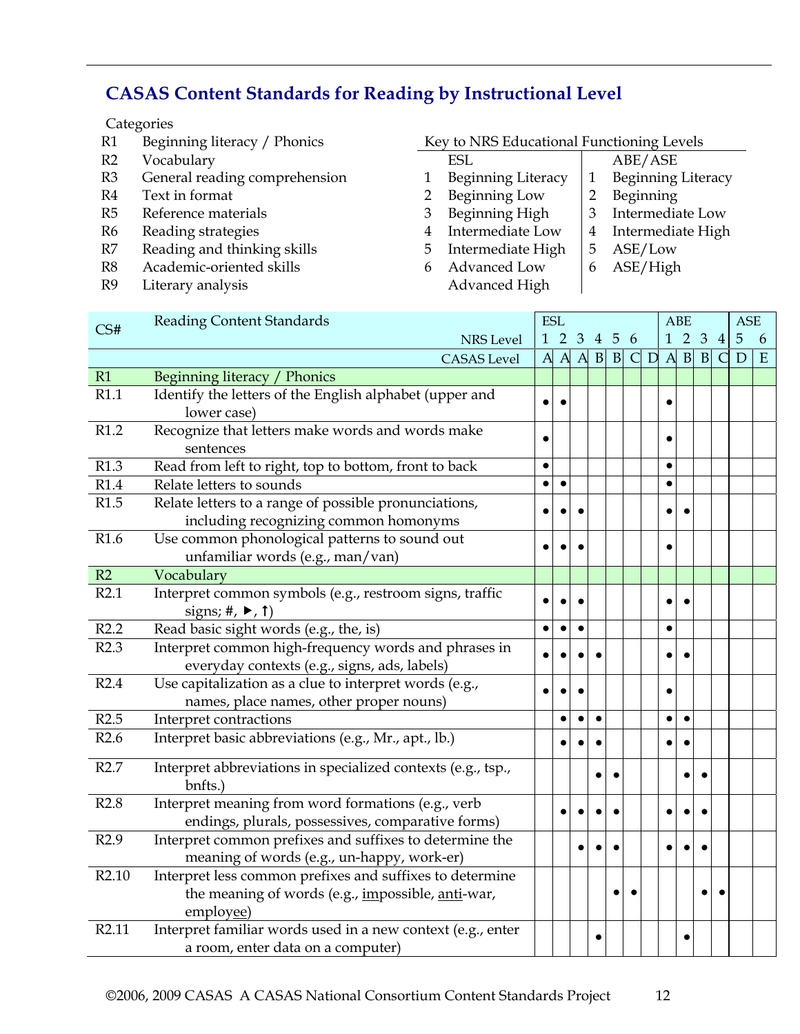# CASAS Content Standards for Reading by Instructional Level

Categories

- R1 Beginning literacy / Phonics
- R2 Vocabulary
- R3 General reading comprehension
- R4 Text in format
- R5 Reference materials
- R6 Reading strategies
- R7 Reading and thinking skills
- R8 Academic-oriented skills
- R9 Literary analysis

Key to NRS Educational Functioning Levels

| | ESL | | ABE/ASE |
|---|---|---|---|
| 1 | Beginning Literacy | 1 | Beginning Literacy |
| 2 | Beginning Low | 2 | Beginning |
| 3 | Beginning High | 3 | Intermediate Low |
| 4 | Intermediate Low | 4 | Intermediate High |
| 5 | Intermediate High | 5 | ASE/Low |
| 6 | Advanced Low | 6 | ASE/High |
| | Advanced High | | |

| CS# | Reading Content Standards | ESL | | | | | | | ABE | | | | ASE | |
|---|---|---|---|---|---|---|---|---|---|---|---|---|---|---|
| | NRS Level | 1 | 2 | 3 | 4 | 5 | 6 | | 1 | 2 | 3 | 4 | 5 | 6 |
| | CASAS Level | A | A | A | B | B | C | D | A | B | B | C | D | E |
| R1 | Beginning literacy / Phonics | | | | | | | | | | | | | |
| R1.1 | Identify the letters of the English alphabet (upper and lower case) | • | • | | | | | | • | | | | | |
| R1.2 | Recognize that letters make words and words make sentences | • | | | | | | | • | | | | | |
| R1.3 | Read from left to right, top to bottom, front to back | • | | | | | | | • | | | | | |
| R1.4 | Relate letters to sounds | • | • | | | | | | • | | | | | |
| R1.5 | Relate letters to a range of possible pronunciations, including recognizing common homonyms | • | • | • | | | | | • | • | | | | |
| R1.6 | Use common phonological patterns to sound out unfamiliar words (e.g., man/van) | • | • | • | | | | | • | | | | | |
| R2 | Vocabulary | | | | | | | | | | | | | |
| R2.1 | Interpret common symbols (e.g., restroom signs, traffic signs; #, ►, ↑) | • | • | • | | | | | • | • | | | | |
| R2.2 | Read basic sight words (e.g., the, is) | • | • | • | | | | | • | | | | | |
| R2.3 | Interpret common high-frequency words and phrases in everyday contexts (e.g., signs, ads, labels) | • | • | • | • | | | | • | • | | | | |
| R2.4 | Use capitalization as a clue to interpret words (e.g., names, place names, other proper nouns) | • | • | • | | | | | • | | | | | |
| R2.5 | Interpret contractions | | • | • | • | | | | • | • | | | | |
| R2.6 | Interpret basic abbreviations (e.g., Mr., apt., lb.) | | • | • | • | | | | • | • | | | | |
| R2.7 | Interpret abbreviations in specialized contexts (e.g., tsp., bnfts.) | | | | • | • | | | | • | • | | | |
| R2.8 | Interpret meaning from word formations (e.g., verb endings, plurals, possessives, comparative forms) | | • | • | • | • | | | • | • | • | | | |
| R2.9 | Interpret common prefixes and suffixes to determine the meaning of words (e.g., un-happy, work-er) | | | • | • | • | | | • | • | • | | | |
| R2.10 | Interpret less common prefixes and suffixes to determine the meaning of words (e.g., <u>im</u>possible, <u>anti</u>-war, employ<u>ee</u>) | | | | | • | • | | | | • | • | | |
| R2.11 | Interpret familiar words used in a new context (e.g., enter a room, enter data on a computer) | | | | • | | | | | • | | | | |

©2006, 2009 CASAS A CASAS National Consortium Content Standards Project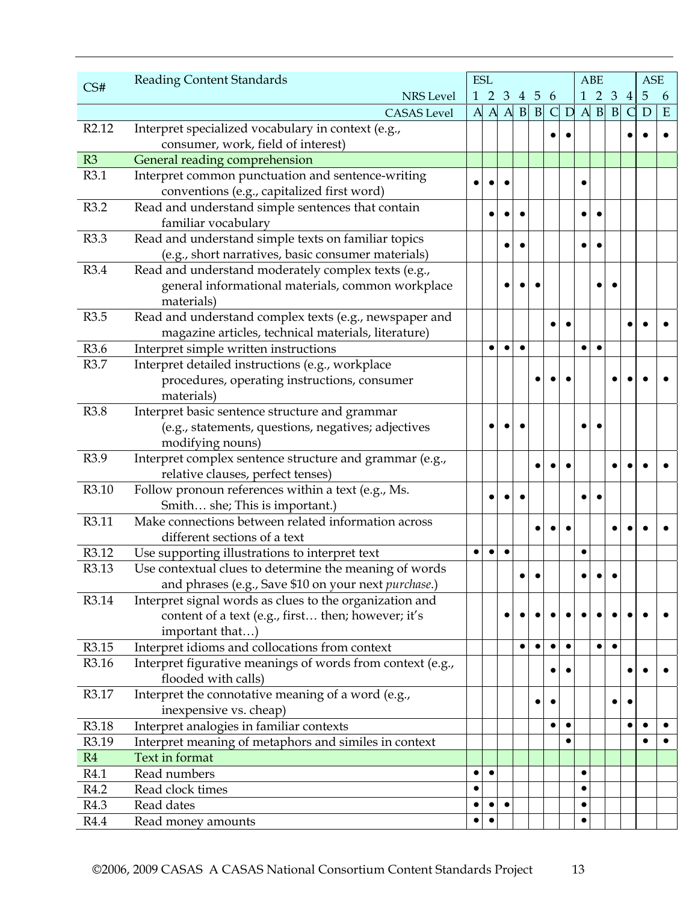| CS# | Reading Content Standards | ESL | | | | | | | ABE | | | | ASE | |
|---|---|---|---|---|---|---|---|---|---|---|---|---|---|---|
| | NRS Level | 1 | 2 | 3 | 4 | 5 | 6 | | 1 | 2 | 3 | 4 | 5 | 6 |
| | CASAS Level | A | A | A | B | B | C | D | A | B | B | C | D | E |
| R2.12 | Interpret specialized vocabulary in context (e.g., consumer, work, field of interest) | | | | | | • | • | | | | • | • | • |
| R3 | General reading comprehension | | | | | | | | | | | | | |
| R3.1 | Interpret common punctuation and sentence-writing conventions (e.g., capitalized first word) | • | • | • | | | | | • | | | | | |
| R3.2 | Read and understand simple sentences that contain familiar vocabulary | | • | • | • | | | | • | • | | | | |
| R3.3 | Read and understand simple texts on familiar topics (e.g., short narratives, basic consumer materials) | | | • | • | | | | • | • | | | | |
| R3.4 | Read and understand moderately complex texts (e.g., general informational materials, common workplace materials) | | | • | • | • | | | | • | • | | | |
| R3.5 | Read and understand complex texts (e.g., newspaper and magazine articles, technical materials, literature) | | | | | | • | • | | | | • | • | • |
| R3.6 | Interpret simple written instructions | | • | • | • | | | | • | • | | | | |
| R3.7 | Interpret detailed instructions (e.g., workplace procedures, operating instructions, consumer materials) | | | | | • | • | • | | | • | • | • | • |
| R3.8 | Interpret basic sentence structure and grammar (e.g., statements, questions, negatives; adjectives modifying nouns) | | • | • | • | | | | • | • | | | | |
| R3.9 | Interpret complex sentence structure and grammar (e.g., relative clauses, perfect tenses) | | | | | • | • | • | | | • | • | • | • |
| R3.10 | Follow pronoun references within a text (e.g., Ms. Smith… she; This is important.) | | • | • | • | | | | • | • | | | | |
| R3.11 | Make connections between related information across different sections of a text | | | | | • | • | • | | | • | • | • | • |
| R3.12 | Use supporting illustrations to interpret text | • | • | • | | | | | • | | | | | |
| R3.13 | Use contextual clues to determine the meaning of words and phrases (e.g., Save $10 on your next *purchase*.) | | | | • | • | | | • | • | • | | | |
| R3.14 | Interpret signal words as clues to the organization and content of a text (e.g., first… then; however; it's important that…) | | | • | • | • | • | • | • | • | • | • | • | • |
| R3.15 | Interpret idioms and collocations from context | | | | • | • | • | • | | • | • | | | |
| R3.16 | Interpret figurative meanings of words from context (e.g., flooded with calls) | | | | | | • | • | | | | • | • | • |
| R3.17 | Interpret the connotative meaning of a word (e.g., inexpensive vs. cheap) | | | | | • | • | | | | • | • | | |
| R3.18 | Interpret analogies in familiar contexts | | | | | | • | • | | | | • | • | • |
| R3.19 | Interpret meaning of metaphors and similes in context | | | | | | | • | | | | | • | • |
| R4 | Text in format | | | | | | | | | | | | | |
| R4.1 | Read numbers | • | • | | | | | | • | | | | | |
| R4.2 | Read clock times | • | | | | | | | • | | | | | |
| R4.3 | Read dates | • | • | • | | | | | • | | | | | |
| R4.4 | Read money amounts | • | • | | | | | | • | | | | | |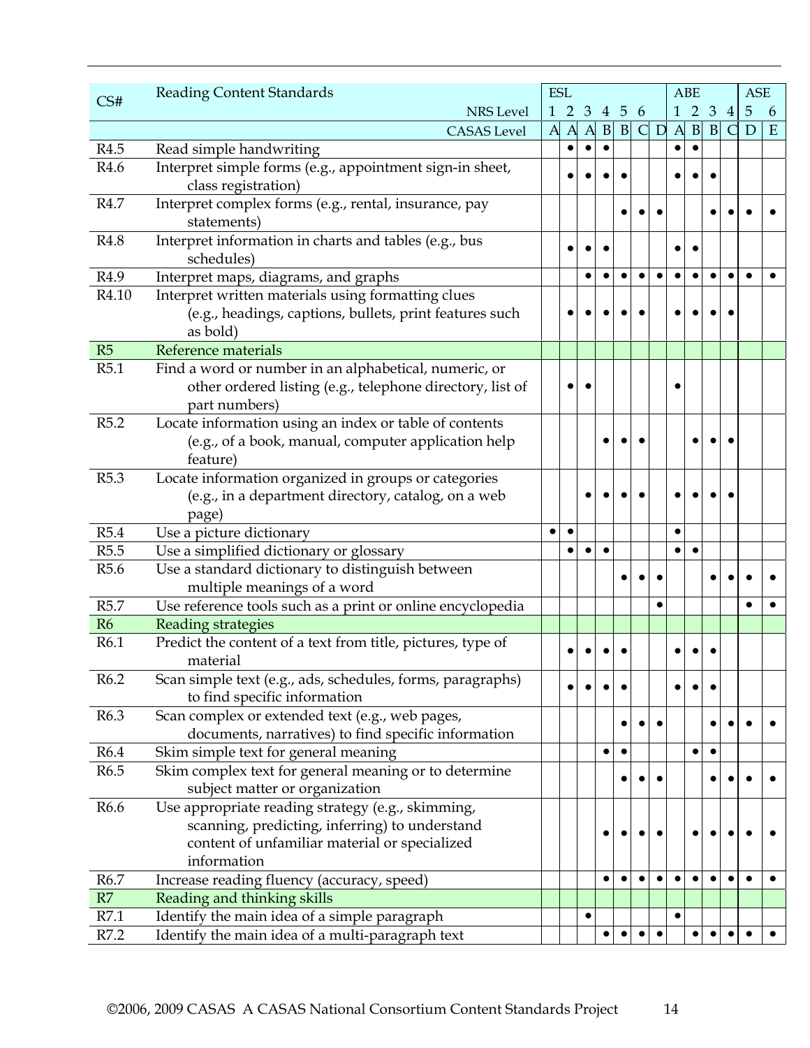| CS# | Reading Content Standards | ESL | | | | | | | ABE | | | | ASE | |
|---|---|---|---|---|---|---|---|---|---|---|---|---|---|---|
| | NRS Level | 1 | 2 | 3 | 4 | 5 | 6 | | 1 | 2 | 3 | 4 | 5 | 6 |
| | CASAS Level | A | A | A | B | B | C | D | A | B | B | C | D | E |
| R4.5 | Read simple handwriting | | • | • | • | | | | • | • | | | | |
| R4.6 | Interpret simple forms (e.g., appointment sign-in sheet, class registration) | | • | • | • | • | | | • | • | • | | | |
| R4.7 | Interpret complex forms (e.g., rental, insurance, pay statements) | | | | | • | • | • | | | • | • | • | • |
| R4.8 | Interpret information in charts and tables (e.g., bus schedules) | | • | • | • | | | | • | • | | | | |
| R4.9 | Interpret maps, diagrams, and graphs | | | • | • | • | • | • | • | • | • | • | • | • |
| R4.10 | Interpret written materials using formatting clues (e.g., headings, captions, bullets, print features such as bold) | | • | • | • | • | • | | • | • | • | • | | |
| R5 | Reference materials | | | | | | | | | | | | | |
| R5.1 | Find a word or number in an alphabetical, numeric, or other ordered listing (e.g., telephone directory, list of part numbers) | | • | • | | | | | • | | | | | |
| R5.2 | Locate information using an index or table of contents (e.g., of a book, manual, computer application help feature) | | | | • | • | • | | | • | • | • | | |
| R5.3 | Locate information organized in groups or categories (e.g., in a department directory, catalog, on a web page) | | | • | • | • | • | | • | • | • | • | | |
| R5.4 | Use a picture dictionary | • | • | | | | | | • | | | | | |
| R5.5 | Use a simplified dictionary or glossary | | • | • | • | | | | • | • | | | | |
| R5.6 | Use a standard dictionary to distinguish between multiple meanings of a word | | | | | • | • | • | | | • | • | • | • |
| R5.7 | Use reference tools such as a print or online encyclopedia | | | | | | | • | | | | | • | • |
| R6 | Reading strategies | | | | | | | | | | | | | |
| R6.1 | Predict the content of a text from title, pictures, type of material | | • | • | • | • | | | • | • | • | | | |
| R6.2 | Scan simple text (e.g., ads, schedules, forms, paragraphs) to find specific information | | • | • | • | • | | | • | • | • | | | |
| R6.3 | Scan complex or extended text (e.g., web pages, documents, narratives) to find specific information | | | | | • | • | • | | | • | • | • | • |
| R6.4 | Skim simple text for general meaning | | | | • | • | | | | • | • | | | |
| R6.5 | Skim complex text for general meaning or to determine subject matter or organization | | | | | • | • | • | | | • | • | • | • |
| R6.6 | Use appropriate reading strategy (e.g., skimming, scanning, predicting, inferring) to understand content of unfamiliar material or specialized information | | | | • | • | • | • | | • | • | • | • | • |
| R6.7 | Increase reading fluency (accuracy, speed) | | | | • | • | • | • | • | • | • | • | • | • |
| R7 | Reading and thinking skills | | | | | | | | | | | | | |
| R7.1 | Identify the main idea of a simple paragraph | | | • | | | | | • | | | | | |
| R7.2 | Identify the main idea of a multi-paragraph text | | | | • | • | • | • | | • | • | • | • | • |

©2006, 2009 CASAS A CASAS National Consortium Content Standards Project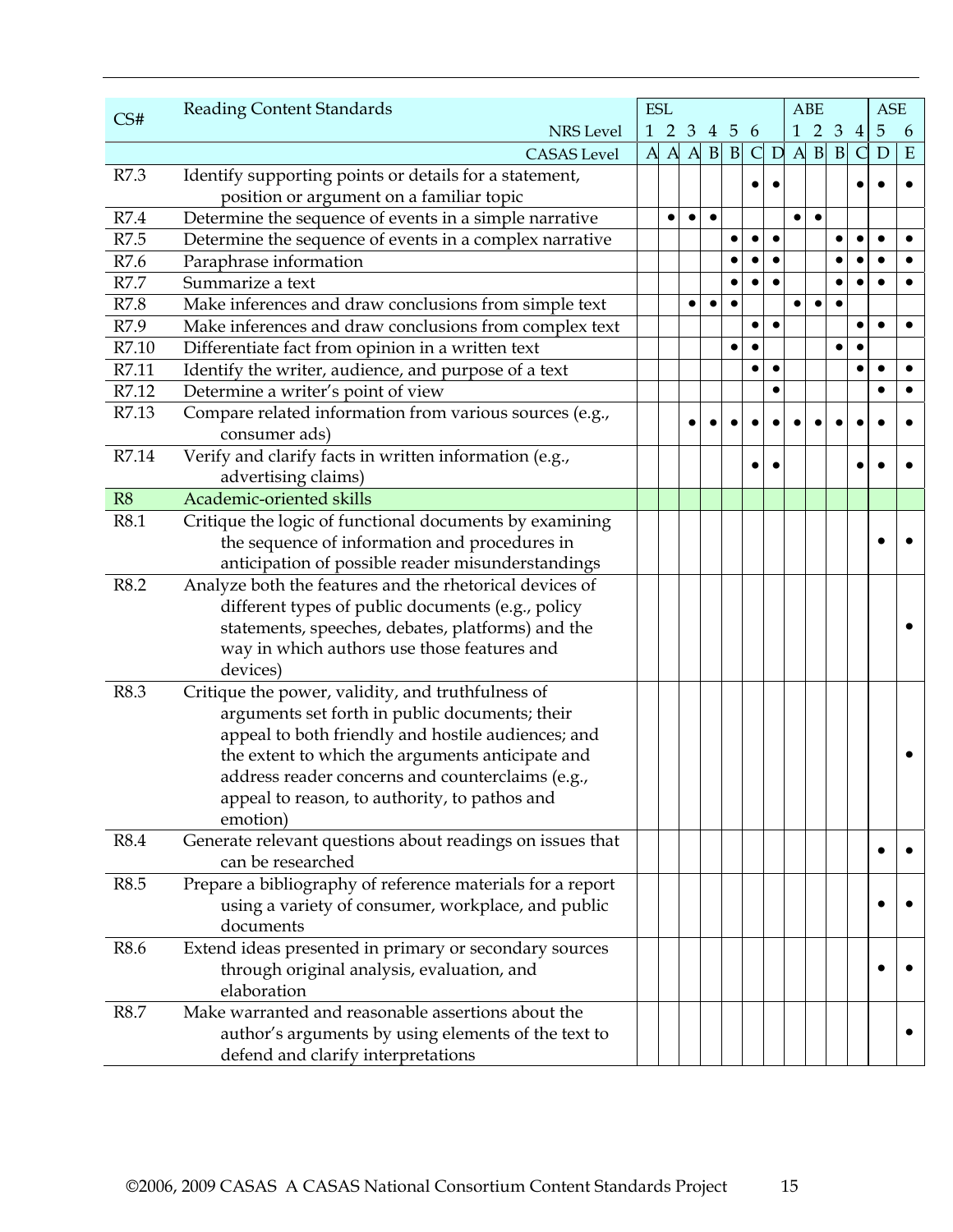| CS# | Reading Content Standards | ESL | | | | | | | ABE | | | | ASE | |
|---|---|---|---|---|---|---|---|---|---|---|---|---|---|---|
| | NRS Level | 1 | 2 | 3 | 4 | 5 | 6 | | 1 | 2 | 3 | 4 | 5 | 6 |
| | CASAS Level | A | A | A | B | B | C | D | A | B | B | C | D | E |
| R7.3 | Identify supporting points or details for a statement, position or argument on a familiar topic | | | | | | • | • | | | | • | • | • |
| R7.4 | Determine the sequence of events in a simple narrative | | • | • | • | | | | • | • | | | | |
| R7.5 | Determine the sequence of events in a complex narrative | | | | | • | • | • | | | • | • | • | • |
| R7.6 | Paraphrase information | | | | | • | • | • | | | • | • | • | • |
| R7.7 | Summarize a text | | | | | • | • | • | | | • | • | • | • |
| R7.8 | Make inferences and draw conclusions from simple text | | | • | • | • | | | • | • | • | | | |
| R7.9 | Make inferences and draw conclusions from complex text | | | | | | • | • | | | | • | • | • |
| R7.10 | Differentiate fact from opinion in a written text | | | | | • | • | | | | • | • | | |
| R7.11 | Identify the writer, audience, and purpose of a text | | | | | | • | • | | | | • | • | • |
| R7.12 | Determine a writer's point of view | | | | | | | • | | | | | • | • |
| R7.13 | Compare related information from various sources (e.g., consumer ads) | | | • | • | • | • | • | • | • | • | • | • | • |
| R7.14 | Verify and clarify facts in written information (e.g., advertising claims) | | | | | | • | • | | | | • | • | • |
| R8 | Academic-oriented skills | | | | | | | | | | | | | |
| R8.1 | Critique the logic of functional documents by examining the sequence of information and procedures in anticipation of possible reader misunderstandings | | | | | | | | | | | | • | • |
| R8.2 | Analyze both the features and the rhetorical devices of different types of public documents (e.g., policy statements, speeches, debates, platforms) and the way in which authors use those features and devices) | | | | | | | | | | | | | • |
| R8.3 | Critique the power, validity, and truthfulness of arguments set forth in public documents; their appeal to both friendly and hostile audiences; and the extent to which the arguments anticipate and address reader concerns and counterclaims (e.g., appeal to reason, to authority, to pathos and emotion) | | | | | | | | | | | | | • |
| R8.4 | Generate relevant questions about readings on issues that can be researched | | | | | | | | | | | | • | • |
| R8.5 | Prepare a bibliography of reference materials for a report using a variety of consumer, workplace, and public documents | | | | | | | | | | | | • | • |
| R8.6 | Extend ideas presented in primary or secondary sources through original analysis, evaluation, and elaboration | | | | | | | | | | | | • | • |
| R8.7 | Make warranted and reasonable assertions about the author's arguments by using elements of the text to defend and clarify interpretations | | | | | | | | | | | | | • |

©2006, 2009 CASAS A CASAS National Consortium Content Standards Project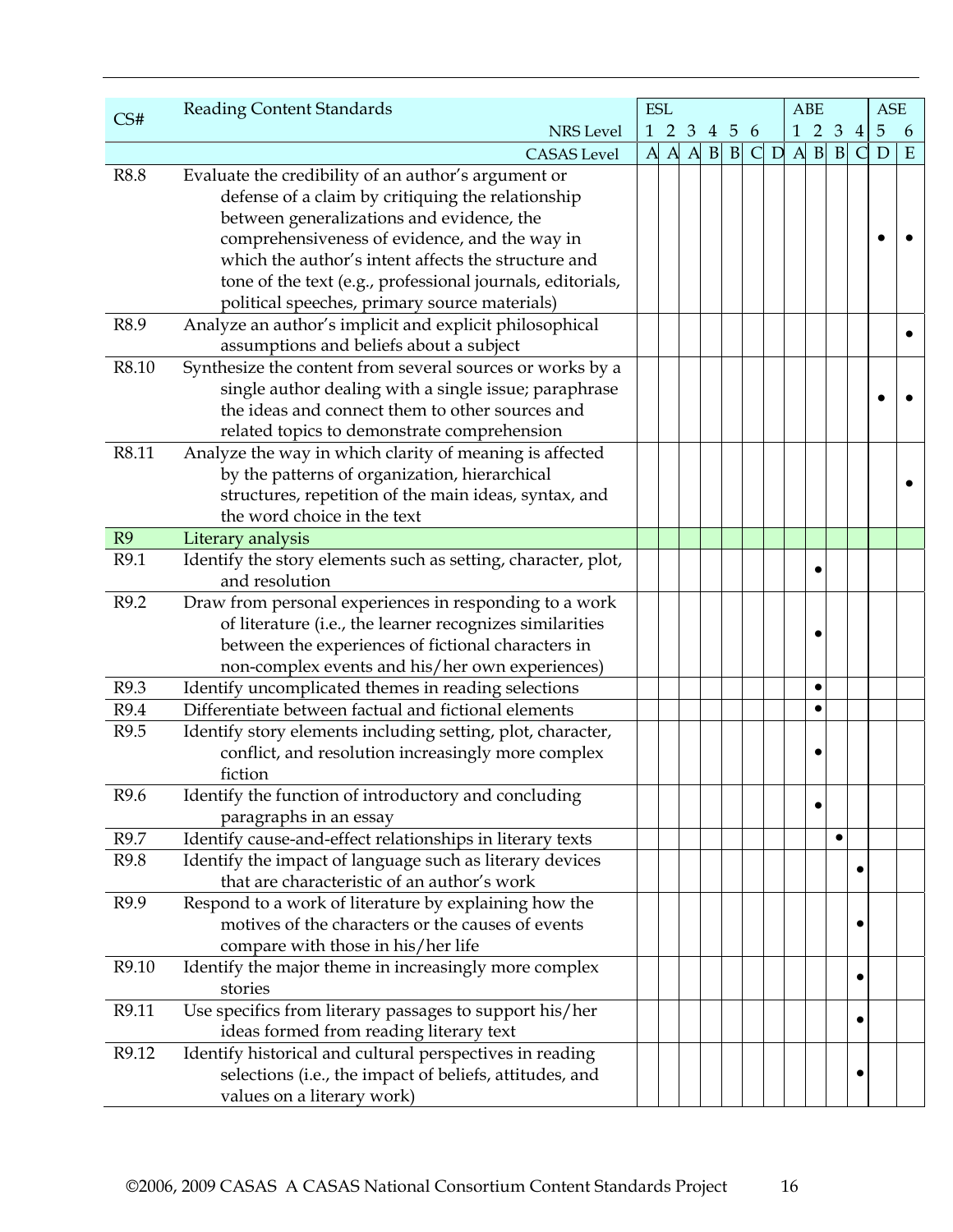| CS# | Reading Content Standards | ESL | | | | | | | ABE | | | | ASE | |
|---|---|---|---|---|---|---|---|---|---|---|---|---|---|---|
| | NRS Level | 1 | 2 | 3 | 4 | 5 | 6 | | 1 | 2 | 3 | 4 | 5 | 6 |
| | CASAS Level | A | A | A | B | B | C | D | A | B | B | C | D | E |
| R8.8 | Evaluate the credibility of an author's argument or defense of a claim by critiquing the relationship between generalizations and evidence, the comprehensiveness of evidence, and the way in which the author's intent affects the structure and tone of the text (e.g., professional journals, editorials, political speeches, primary source materials) | | | | | | | | | | | | • | • |
| R8.9 | Analyze an author's implicit and explicit philosophical assumptions and beliefs about a subject | | | | | | | | | | | | | • |
| R8.10 | Synthesize the content from several sources or works by a single author dealing with a single issue; paraphrase the ideas and connect them to other sources and related topics to demonstrate comprehension | | | | | | | | | | | | • | • |
| R8.11 | Analyze the way in which clarity of meaning is affected by the patterns of organization, hierarchical structures, repetition of the main ideas, syntax, and the word choice in the text | | | | | | | | | | | | | • |
| R9 | Literary analysis | | | | | | | | | | | | | |
| R9.1 | Identify the story elements such as setting, character, plot, and resolution | | | | | | | | | • | | | | |
| R9.2 | Draw from personal experiences in responding to a work of literature (i.e., the learner recognizes similarities between the experiences of fictional characters in non-complex events and his/her own experiences) | | | | | | | | | • | | | | |
| R9.3 | Identify uncomplicated themes in reading selections | | | | | | | | | • | | | | |
| R9.4 | Differentiate between factual and fictional elements | | | | | | | | | • | | | | |
| R9.5 | Identify story elements including setting, plot, character, conflict, and resolution increasingly more complex fiction | | | | | | | | | • | | | | |
| R9.6 | Identify the function of introductory and concluding paragraphs in an essay | | | | | | | | | • | | | | |
| R9.7 | Identify cause-and-effect relationships in literary texts | | | | | | | | | | • | | | |
| R9.8 | Identify the impact of language such as literary devices that are characteristic of an author's work | | | | | | | | | | | • | | |
| R9.9 | Respond to a work of literature by explaining how the motives of the characters or the causes of events compare with those in his/her life | | | | | | | | | | | • | | |
| R9.10 | Identify the major theme in increasingly more complex stories | | | | | | | | | | | • | | |
| R9.11 | Use specifics from literary passages to support his/her ideas formed from reading literary text | | | | | | | | | | | • | | |
| R9.12 | Identify historical and cultural perspectives in reading selections (i.e., the impact of beliefs, attitudes, and values on a literary work) | | | | | | | | | | | • | | |

©2006, 2009 CASAS A CASAS National Consortium Content Standards Project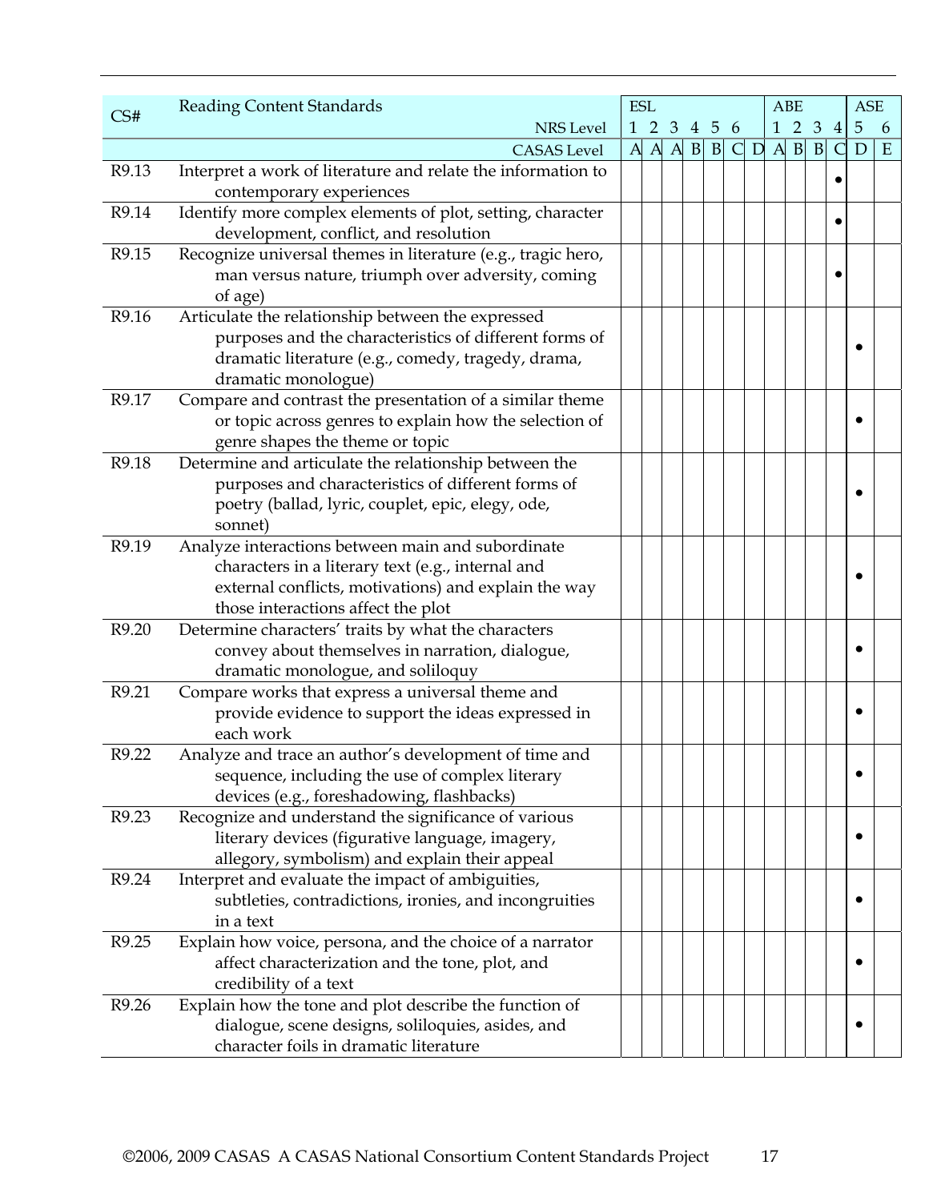| CS# | Reading Content Standards | ESL | | | | | | | ABE | | | | ASE | |
|---|---|---|---|---|---|---|---|---|---|---|---|---|---|---|
| | NRS Level | 1 | 2 | 3 | 4 | 5 | 6 | | 1 | 2 | 3 | 4 | 5 | 6 |
| | CASAS Level | A | A | A | B | B | C | D | A | B | B | C | D | E |
| R9.13 | Interpret a work of literature and relate the information to contemporary experiences | | | | | | | | | | | • | | |
| R9.14 | Identify more complex elements of plot, setting, character development, conflict, and resolution | | | | | | | | | | | • | | |
| R9.15 | Recognize universal themes in literature (e.g., tragic hero, man versus nature, triumph over adversity, coming of age) | | | | | | | | | | | • | | |
| R9.16 | Articulate the relationship between the expressed purposes and the characteristics of different forms of dramatic literature (e.g., comedy, tragedy, drama, dramatic monologue) | | | | | | | | | | | | • | |
| R9.17 | Compare and contrast the presentation of a similar theme or topic across genres to explain how the selection of genre shapes the theme or topic | | | | | | | | | | | | • | |
| R9.18 | Determine and articulate the relationship between the purposes and characteristics of different forms of poetry (ballad, lyric, couplet, epic, elegy, ode, sonnet) | | | | | | | | | | | | • | |
| R9.19 | Analyze interactions between main and subordinate characters in a literary text (e.g., internal and external conflicts, motivations) and explain the way those interactions affect the plot | | | | | | | | | | | | • | |
| R9.20 | Determine characters' traits by what the characters convey about themselves in narration, dialogue, dramatic monologue, and soliloquy | | | | | | | | | | | | • | |
| R9.21 | Compare works that express a universal theme and provide evidence to support the ideas expressed in each work | | | | | | | | | | | | • | |
| R9.22 | Analyze and trace an author's development of time and sequence, including the use of complex literary devices (e.g., foreshadowing, flashbacks) | | | | | | | | | | | | • | |
| R9.23 | Recognize and understand the significance of various literary devices (figurative language, imagery, allegory, symbolism) and explain their appeal | | | | | | | | | | | | • | |
| R9.24 | Interpret and evaluate the impact of ambiguities, subtleties, contradictions, ironies, and incongruities in a text | | | | | | | | | | | | • | |
| R9.25 | Explain how voice, persona, and the choice of a narrator affect characterization and the tone, plot, and credibility of a text | | | | | | | | | | | | • | |
| R9.26 | Explain how the tone and plot describe the function of dialogue, scene designs, soliloquies, asides, and character foils in dramatic literature | | | | | | | | | | | | • | |

©2006, 2009 CASAS A CASAS National Consortium Content Standards Project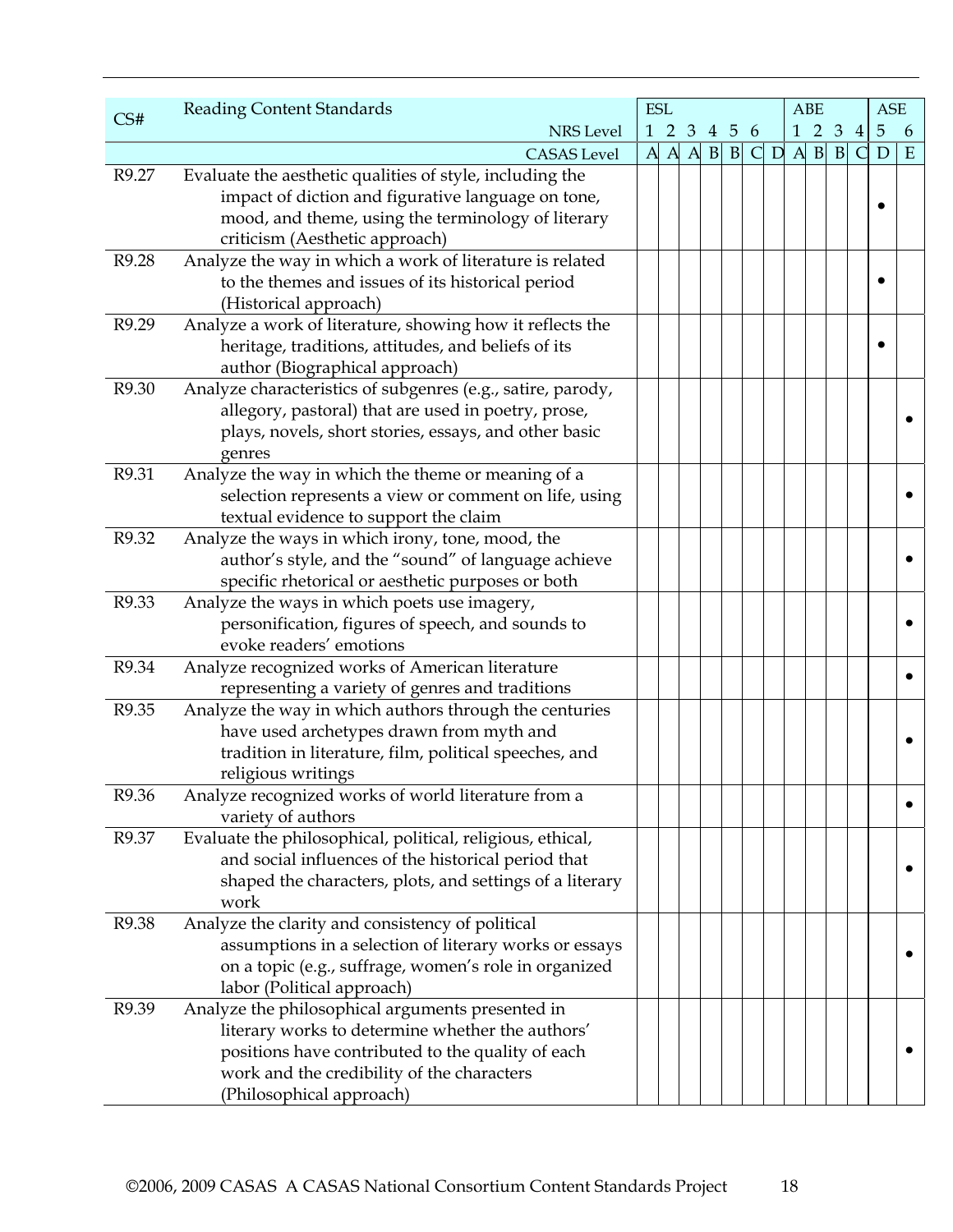| CS# | Reading Content Standards | ESL | | | | | | | ABE | | | | ASE | |
|---|---|---|---|---|---|---|---|---|---|---|---|---|---|---|
| | NRS Level | 1 | 2 | 3 | 4 | 5 | 6 | | 1 | 2 | 3 | 4 | 5 | 6 |
| | CASAS Level | A | A | A | B | B | C | D | A | B | B | C | D | E |
| R9.27 | Evaluate the aesthetic qualities of style, including the impact of diction and figurative language on tone, mood, and theme, using the terminology of literary criticism (Aesthetic approach) | | | | | | | | | | | | • | |
| R9.28 | Analyze the way in which a work of literature is related to the themes and issues of its historical period (Historical approach) | | | | | | | | | | | | • | |
| R9.29 | Analyze a work of literature, showing how it reflects the heritage, traditions, attitudes, and beliefs of its author (Biographical approach) | | | | | | | | | | | | • | |
| R9.30 | Analyze characteristics of subgenres (e.g., satire, parody, allegory, pastoral) that are used in poetry, prose, plays, novels, short stories, essays, and other basic genres | | | | | | | | | | | | | • |
| R9.31 | Analyze the way in which the theme or meaning of a selection represents a view or comment on life, using textual evidence to support the claim | | | | | | | | | | | | | • |
| R9.32 | Analyze the ways in which irony, tone, mood, the author's style, and the "sound" of language achieve specific rhetorical or aesthetic purposes or both | | | | | | | | | | | | | • |
| R9.33 | Analyze the ways in which poets use imagery, personification, figures of speech, and sounds to evoke readers' emotions | | | | | | | | | | | | | • |
| R9.34 | Analyze recognized works of American literature representing a variety of genres and traditions | | | | | | | | | | | | | • |
| R9.35 | Analyze the way in which authors through the centuries have used archetypes drawn from myth and tradition in literature, film, political speeches, and religious writings | | | | | | | | | | | | | • |
| R9.36 | Analyze recognized works of world literature from a variety of authors | | | | | | | | | | | | | • |
| R9.37 | Evaluate the philosophical, political, religious, ethical, and social influences of the historical period that shaped the characters, plots, and settings of a literary work | | | | | | | | | | | | | • |
| R9.38 | Analyze the clarity and consistency of political assumptions in a selection of literary works or essays on a topic (e.g., suffrage, women's role in organized labor (Political approach) | | | | | | | | | | | | | • |
| R9.39 | Analyze the philosophical arguments presented in literary works to determine whether the authors' positions have contributed to the quality of each work and the credibility of the characters (Philosophical approach) | | | | | | | | | | | | | • |

©2006, 2009 CASAS A CASAS National Consortium Content Standards Project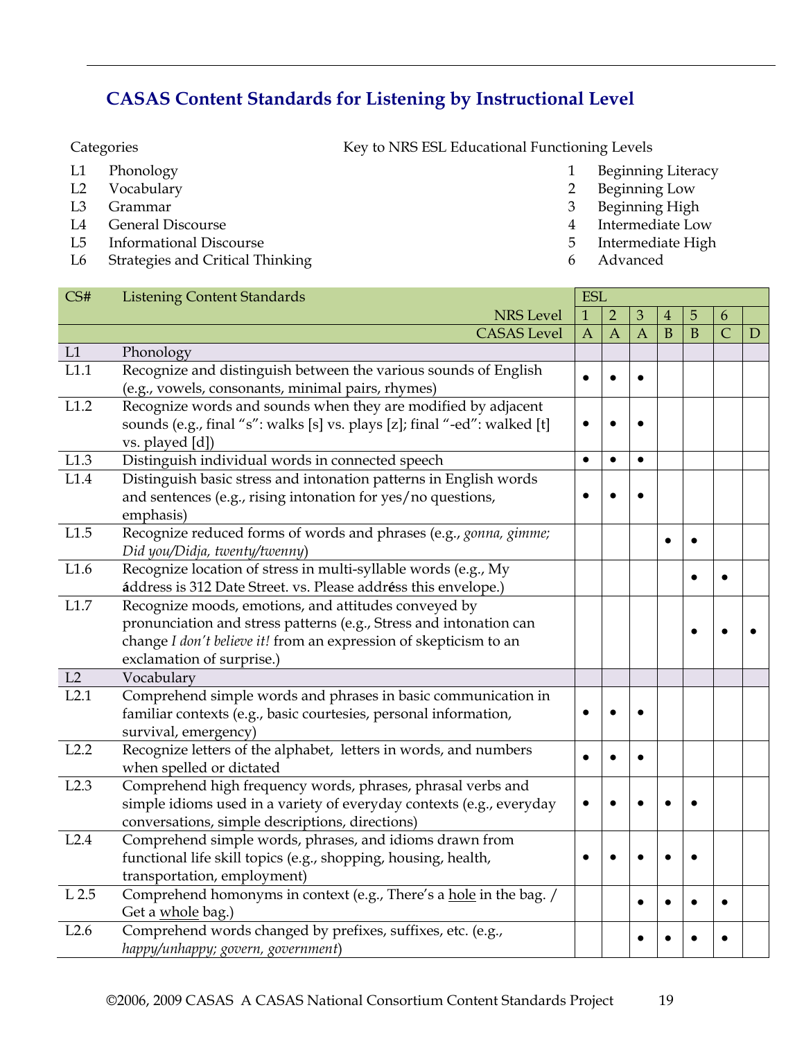## CASAS Content Standards for Listening by Instructional Level

Categories

- L1 Phonology
- L2 Vocabulary
- L3 Grammar
- L4 General Discourse
- L5 Informational Discourse
- L6 Strategies and Critical Thinking

Key to NRS ESL Educational Functioning Levels

1. Beginning Literacy
2. Beginning Low
3. Beginning High
4. Intermediate Low
5. Intermediate High
6. Advanced

| CS# | Listening Content Standards | ESL | | | | | | |
|---|---|---|---|---|---|---|---|---|
| | NRS Level | 1 | 2 | 3 | 4 | 5 | 6 | |
| | CASAS Level | A | A | A | B | B | C | D |
| L1 | Phonology | | | | | | | |
| L1.1 | Recognize and distinguish between the various sounds of English (e.g., vowels, consonants, minimal pairs, rhymes) | • | • | • | | | | |
| L1.2 | Recognize words and sounds when they are modified by adjacent sounds (e.g., final "s": walks [s] vs. plays [z]; final "-ed": walked [t] vs. played [d]) | • | • | • | | | | |
| L1.3 | Distinguish individual words in connected speech | • | • | • | | | | |
| L1.4 | Distinguish basic stress and intonation patterns in English words and sentences (e.g., rising intonation for yes/no questions, emphasis) | • | • | • | | | | |
| L1.5 | Recognize reduced forms of words and phrases (e.g., *gonna, gimme; Did you/Didja, twenty/twenny*) | | | | • | • | | |
| L1.6 | Recognize location of stress in multi-syllable words (e.g., My **á**ddress is 312 Date Street. vs. Please addr**é**ss this envelope.) | | | | | • | • | |
| L1.7 | Recognize moods, emotions, and attitudes conveyed by pronunciation and stress patterns (e.g., Stress and intonation can change *I don't believe it!* from an expression of skepticism to an exclamation of surprise.) | | | | | • | • | • |
| L2 | Vocabulary | | | | | | | |
| L2.1 | Comprehend simple words and phrases in basic communication in familiar contexts (e.g., basic courtesies, personal information, survival, emergency) | • | • | • | | | | |
| L2.2 | Recognize letters of the alphabet, letters in words, and numbers when spelled or dictated | • | • | • | | | | |
| L2.3 | Comprehend high frequency words, phrases, phrasal verbs and simple idioms used in a variety of everyday contexts (e.g., everyday conversations, simple descriptions, directions) | • | • | • | • | • | | |
| L2.4 | Comprehend simple words, phrases, and idioms drawn from functional life skill topics (e.g., shopping, housing, health, transportation, employment) | • | • | • | • | • | | |
| L 2.5 | Comprehend homonyms in context (e.g., There's a <u>hole</u> in the bag. / Get a <u>whole</u> bag.) | | | • | • | • | • | |
| L2.6 | Comprehend words changed by prefixes, suffixes, etc. (e.g., *happy/unhappy; govern, government*) | | | • | • | • | • | |

©2006, 2009 CASAS A CASAS National Consortium Content Standards Project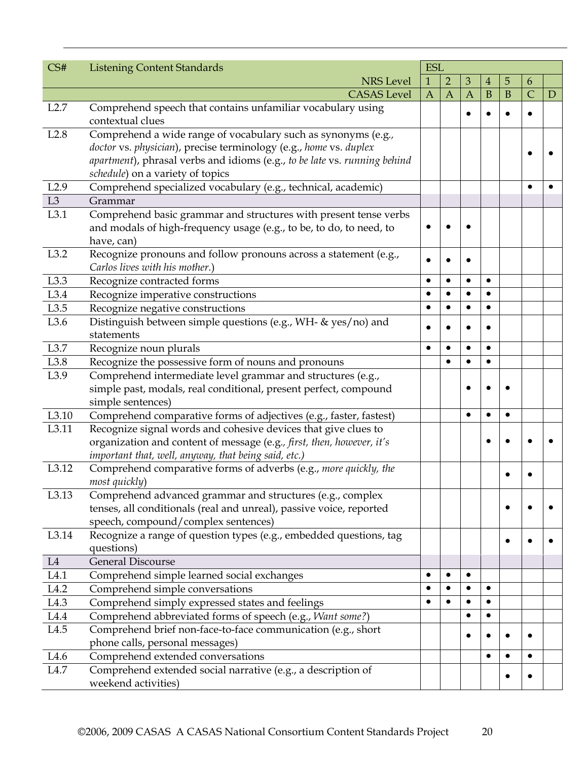| CS# | Listening Content Standards | ESL | | | | | | |
|---|---|---|---|---|---|---|---|---|
| | NRS Level | 1 | 2 | 3 | 4 | 5 | 6 | |
| | CASAS Level | A | A | A | B | B | C | D |
| L2.7 | Comprehend speech that contains unfamiliar vocabulary using contextual clues | | | • | • | • | • | |
| L2.8 | Comprehend a wide range of vocabulary such as synonyms (e.g., *doctor* vs. *physician*), precise terminology (e.g., *home* vs. *duplex apartment*), phrasal verbs and idioms (e.g., *to be late* vs. *running behind schedule*) on a variety of topics | | | | | | • | • |
| L2.9 | Comprehend specialized vocabulary (e.g., technical, academic) | | | | | | • | • |
| L3 | Grammar | | | | | | | |
| L3.1 | Comprehend basic grammar and structures with present tense verbs and modals of high-frequency usage (e.g., to be, to do, to need, to have, can) | • | • | • | | | | |
| L3.2 | Recognize pronouns and follow pronouns across a statement (e.g., *Carlos lives with his mother.*) | • | • | • | | | | |
| L3.3 | Recognize contracted forms | • | • | • | • | | | |
| L3.4 | Recognize imperative constructions | • | • | • | • | | | |
| L3.5 | Recognize negative constructions | • | • | • | • | | | |
| L3.6 | Distinguish between simple questions (e.g., WH- & yes/no) and statements | • | • | • | • | | | |
| L3.7 | Recognize noun plurals | • | • | • | • | | | |
| L3.8 | Recognize the possessive form of nouns and pronouns | | • | • | • | | | |
| L3.9 | Comprehend intermediate level grammar and structures (e.g., simple past, modals, real conditional, present perfect, compound simple sentences) | | | • | • | • | | |
| L3.10 | Comprehend comparative forms of adjectives (e.g., faster, fastest) | | | • | • | • | | |
| L3.11 | Recognize signal words and cohesive devices that give clues to organization and content of message (e.g*., first, then, however, it's important that, well, anyway, that being said, etc.)* | | | | • | • | • | • |
| L3.12 | Comprehend comparative forms of adverbs (e.g., *more quickly, the most quickly*) | | | | | • | • | |
| L3.13 | Comprehend advanced grammar and structures (e.g., complex tenses, all conditionals (real and unreal), passive voice, reported speech, compound/complex sentences) | | | | | • | • | • |
| L3.14 | Recognize a range of question types (e.g., embedded questions, tag questions) | | | | | • | • | • |
| L4 | General Discourse | | | | | | | |
| L4.1 | Comprehend simple learned social exchanges | • | • | • | | | | |
| L4.2 | Comprehend simple conversations | • | • | • | • | | | |
| L4.3 | Comprehend simply expressed states and feelings | • | • | • | • | | | |
| L4.4 | Comprehend abbreviated forms of speech (e.g., *Want some?*) | | | • | • | | | |
| L4.5 | Comprehend brief non-face-to-face communication (e.g., short phone calls, personal messages) | | | • | • | • | • | |
| L4.6 | Comprehend extended conversations | | | | • | • | • | |
| L4.7 | Comprehend extended social narrative (e.g., a description of weekend activities) | | | | | • | • | |

©2006, 2009 CASAS A CASAS National Consortium Content Standards Project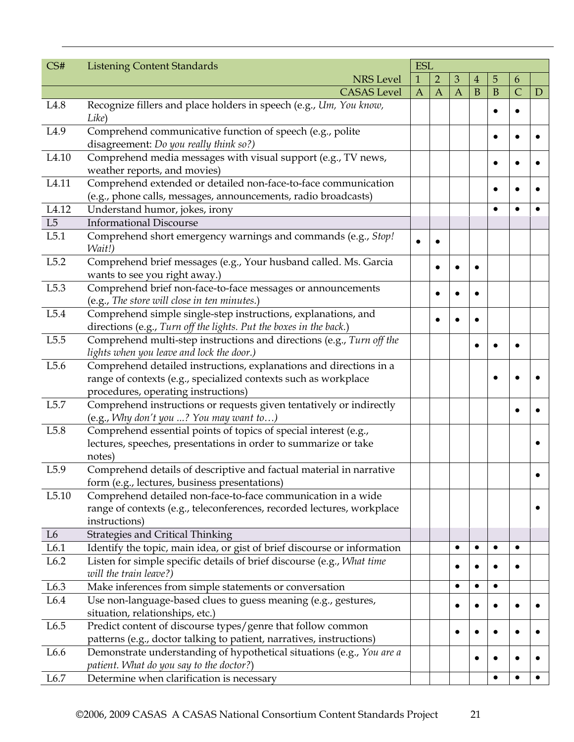| CS# | Listening Content Standards | ESL | | | | | | |
|---|---|---|---|---|---|---|---|---|
| | NRS Level | 1 | 2 | 3 | 4 | 5 | 6 | |
| | CASAS Level | A | A | A | B | B | C | D |
| L4.8 | Recognize fillers and place holders in speech (e.g., *Um, You know, Like*) | | | | | • | • | |
| L4.9 | Comprehend communicative function of speech (e.g., polite disagreement: *Do you really think so?)* | | | | | • | • | • |
| L4.10 | Comprehend media messages with visual support (e.g., TV news, weather reports, and movies) | | | | | • | • | • |
| L4.11 | Comprehend extended or detailed non-face-to-face communication (e.g., phone calls, messages, announcements, radio broadcasts) | | | | | • | • | • |
| L4.12 | Understand humor, jokes, irony | | | | | • | • | • |
| L5 | Informational Discourse | | | | | | | |
| L5.1 | Comprehend short emergency warnings and commands (e.g., *Stop! Wait!)* | • | • | | | | | |
| L5.2 | Comprehend brief messages (e.g., Your husband called. Ms. Garcia wants to see you right away.) | | • | • | • | | | |
| L5.3 | Comprehend brief non-face-to-face messages or announcements (e.g., *The store will close in ten minutes.*) | | • | • | • | | | |
| L5.4 | Comprehend simple single-step instructions, explanations, and directions (e.g., *Turn off the lights. Put the boxes in the back.*) | | • | • | • | | | |
| L5.5 | Comprehend multi-step instructions and directions (e.g., *Turn off the lights when you leave and lock the door.)* | | | | • | • | • | |
| L5.6 | Comprehend detailed instructions, explanations and directions in a range of contexts (e.g., specialized contexts such as workplace procedures, operating instructions) | | | | | • | • | • |
| L5.7 | Comprehend instructions or requests given tentatively or indirectly (e.g., *Why don't you ...? You may want to…)* | | | | | | • | • |
| L5.8 | Comprehend essential points of topics of special interest (e.g., lectures, speeches, presentations in order to summarize or take notes) | | | | | | | • |
| L5.9 | Comprehend details of descriptive and factual material in narrative form (e.g., lectures, business presentations) | | | | | | | • |
| L5.10 | Comprehend detailed non-face-to-face communication in a wide range of contexts (e.g., teleconferences, recorded lectures, workplace instructions) | | | | | | | • |
| L6 | Strategies and Critical Thinking | | | | | | | |
| L6.1 | Identify the topic, main idea, or gist of brief discourse or information | | | • | • | • | • | |
| L6.2 | Listen for simple specific details of brief discourse (e.g., *What time will the train leave?)* | | | • | • | • | • | |
| L6.3 | Make inferences from simple statements or conversation | | | • | • | • | | |
| L6.4 | Use non-language-based clues to guess meaning (e.g., gestures, situation, relationships, etc.) | | | • | • | • | • | • |
| L6.5 | Predict content of discourse types/genre that follow common patterns (e.g., doctor talking to patient, narratives, instructions) | | | • | • | • | • | • |
| L6.6 | Demonstrate understanding of hypothetical situations (e.g., *You are a patient. What do you say to the doctor?*) | | | | • | • | • | • |
| L6.7 | Determine when clarification is necessary | | | | | • | • | • |

©2006, 2009 CASAS A CASAS National Consortium Content Standards Project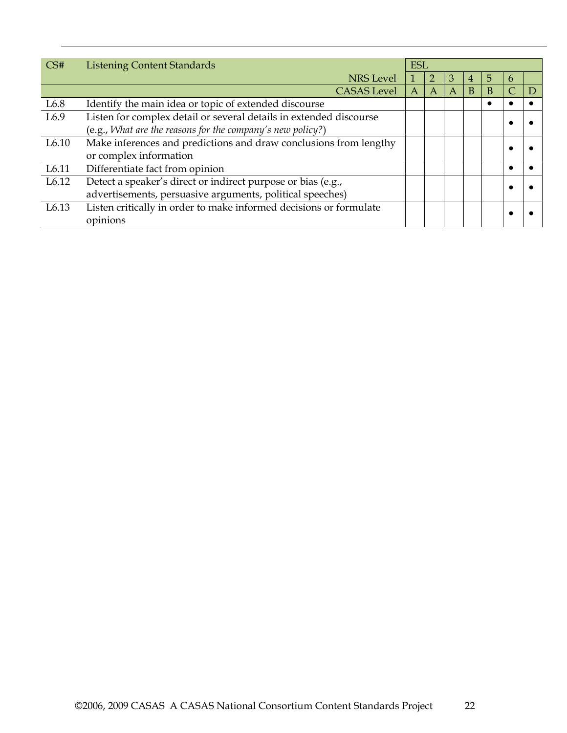| CS# | Listening Content Standards | ESL | | | | | | |
|---|---|---|---|---|---|---|---|---|
| | NRS Level | 1 | 2 | 3 | 4 | 5 | 6 | |
| | CASAS Level | A | A | A | B | B | C | D |
| L6.8 | Identify the main idea or topic of extended discourse | | | | | • | • | • |
| L6.9 | Listen for complex detail or several details in extended discourse (e.g., *What are the reasons for the company's new policy?*) | | | | | | • | • |
| L6.10 | Make inferences and predictions and draw conclusions from lengthy or complex information | | | | | | • | • |
| L6.11 | Differentiate fact from opinion | | | | | | • | • |
| L6.12 | Detect a speaker's direct or indirect purpose or bias (e.g., advertisements, persuasive arguments, political speeches) | | | | | | • | • |
| L6.13 | Listen critically in order to make informed decisions or formulate opinions | | | | | | • | • |

©2006, 2009 CASAS A CASAS National Consortium Content Standards Project